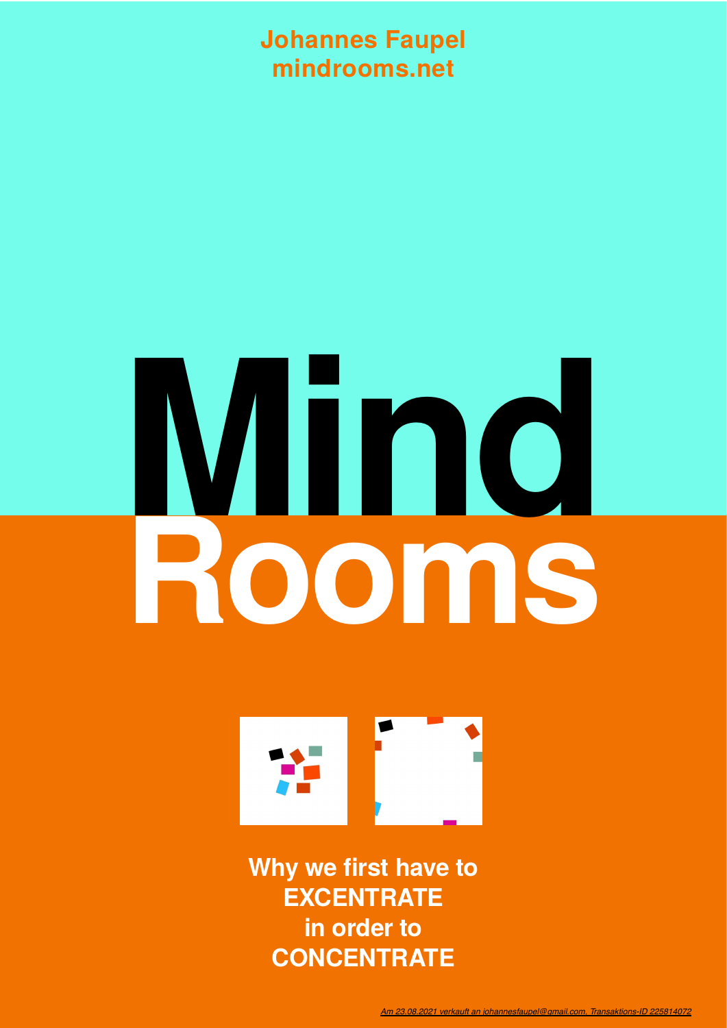**Johannes Faupel**
**mindrooms.net**

# Mind Rooms

**Why we first have to EXCENTRATE in order to CONCENTRATE**

*Am 23.08.2021 verkauft an johannesfaupel@gmail.com, Transaktions-ID 225814072*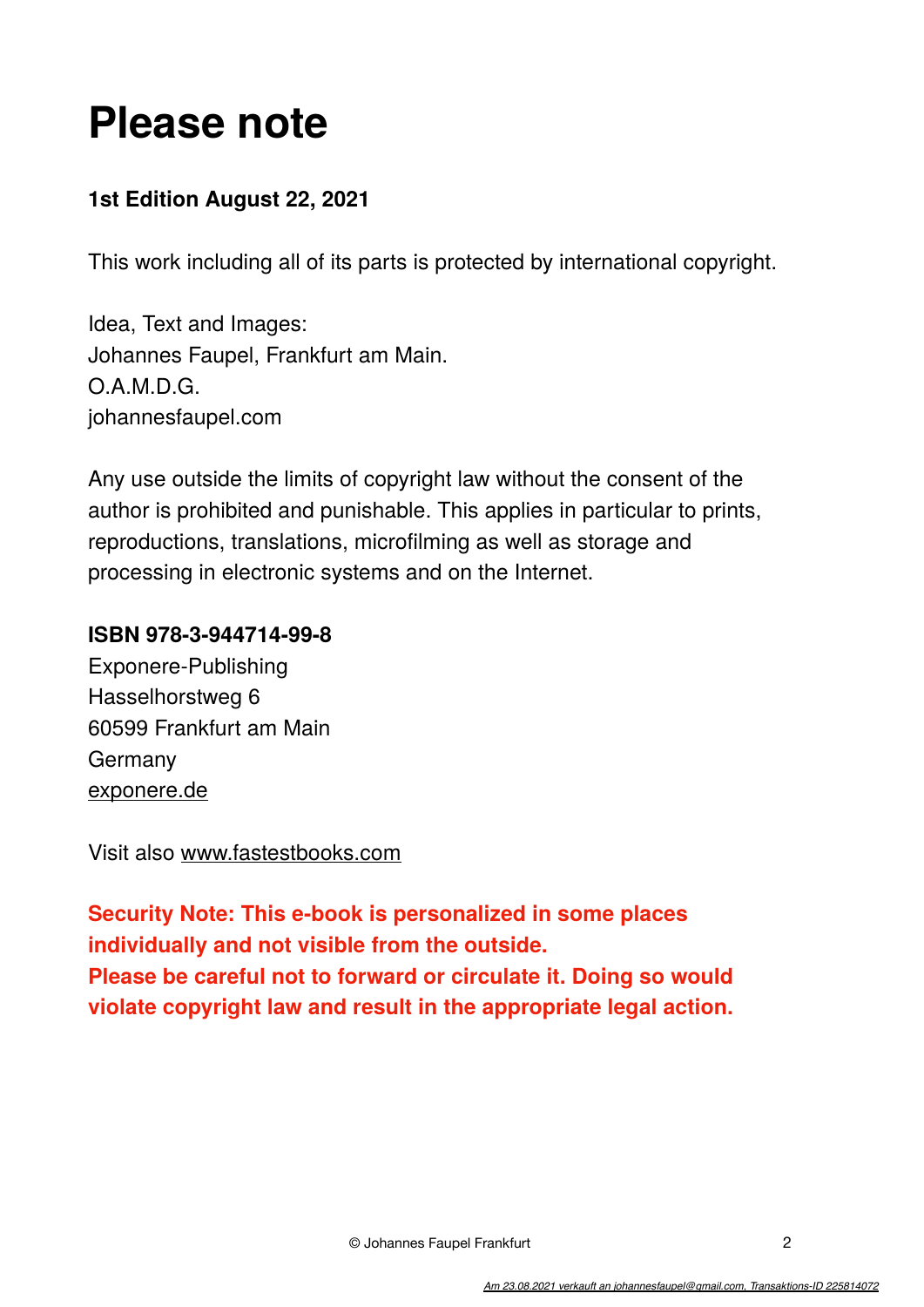# Please note

**1st Edition August 22, 2021**

This work including all of its parts is protected by international copyright.

Idea, Text and Images:
Johannes Faupel, Frankfurt am Main.
O.A.M.D.G.
johannesfaupel.com

Any use outside the limits of copyright law without the consent of the author is prohibited and punishable. This applies in particular to prints, reproductions, translations, microfilming as well as storage and processing in electronic systems and on the Internet.

**ISBN 978-3-944714-99-8**
Exponere-Publishing
Hasselhorstweg 6
60599 Frankfurt am Main
Germany
exponere.de

Visit also www.fastestbooks.com

**Security Note: This e-book is personalized in some places individually and not visible from the outside.
Please be careful not to forward or circulate it. Doing so would violate copyright law and result in the appropriate legal action.**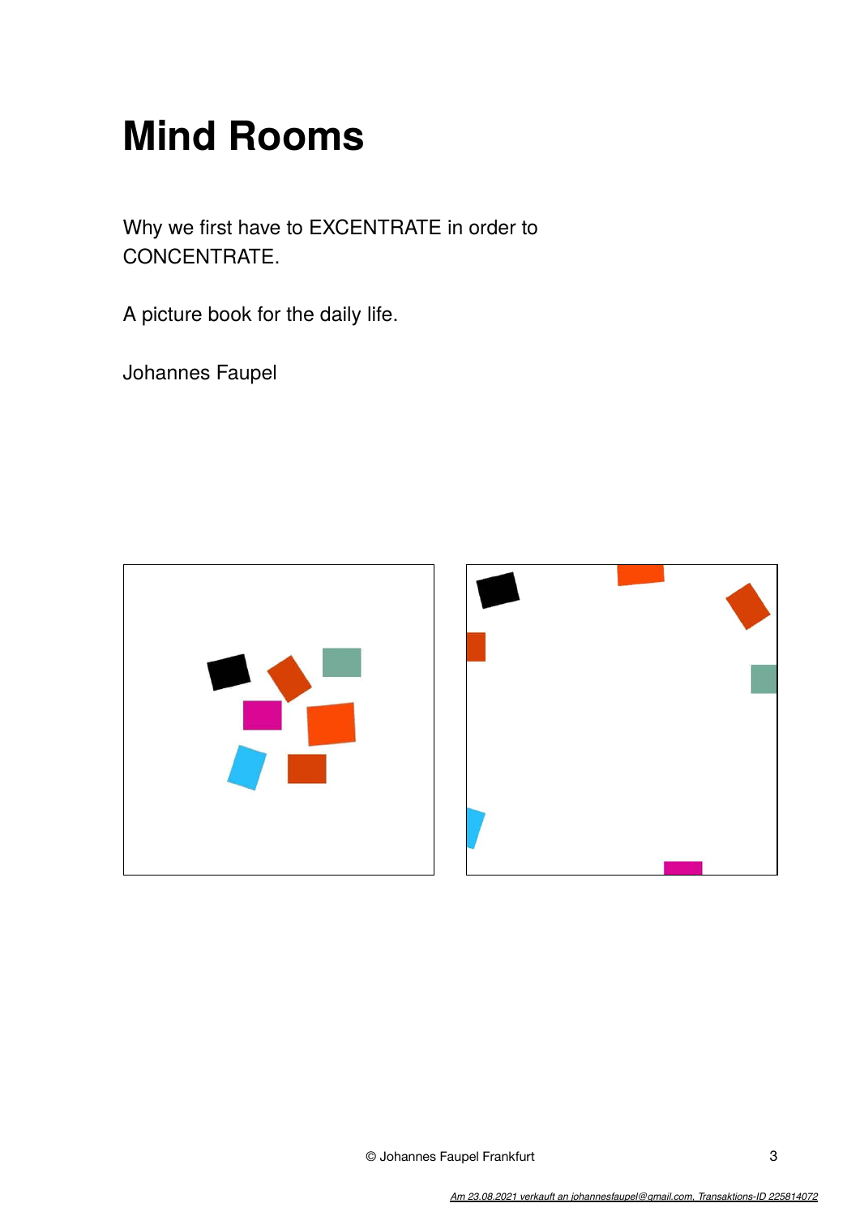# Mind Rooms

Why we first have to EXCENTRATE in order to CONCENTRATE.

A picture book for the daily life.

Johannes Faupel

© Johannes Faupel Frankfurt

*Am 23.08.2021 verkauft an johannesfaupel@gmail.com, Transaktions-ID 225814072*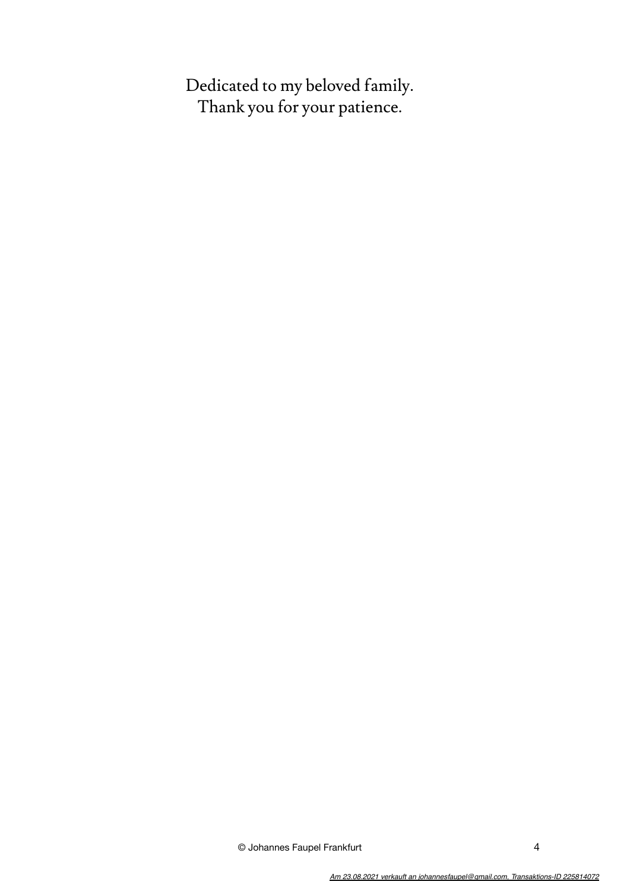Dedicated to my beloved family.
Thank you for your patience.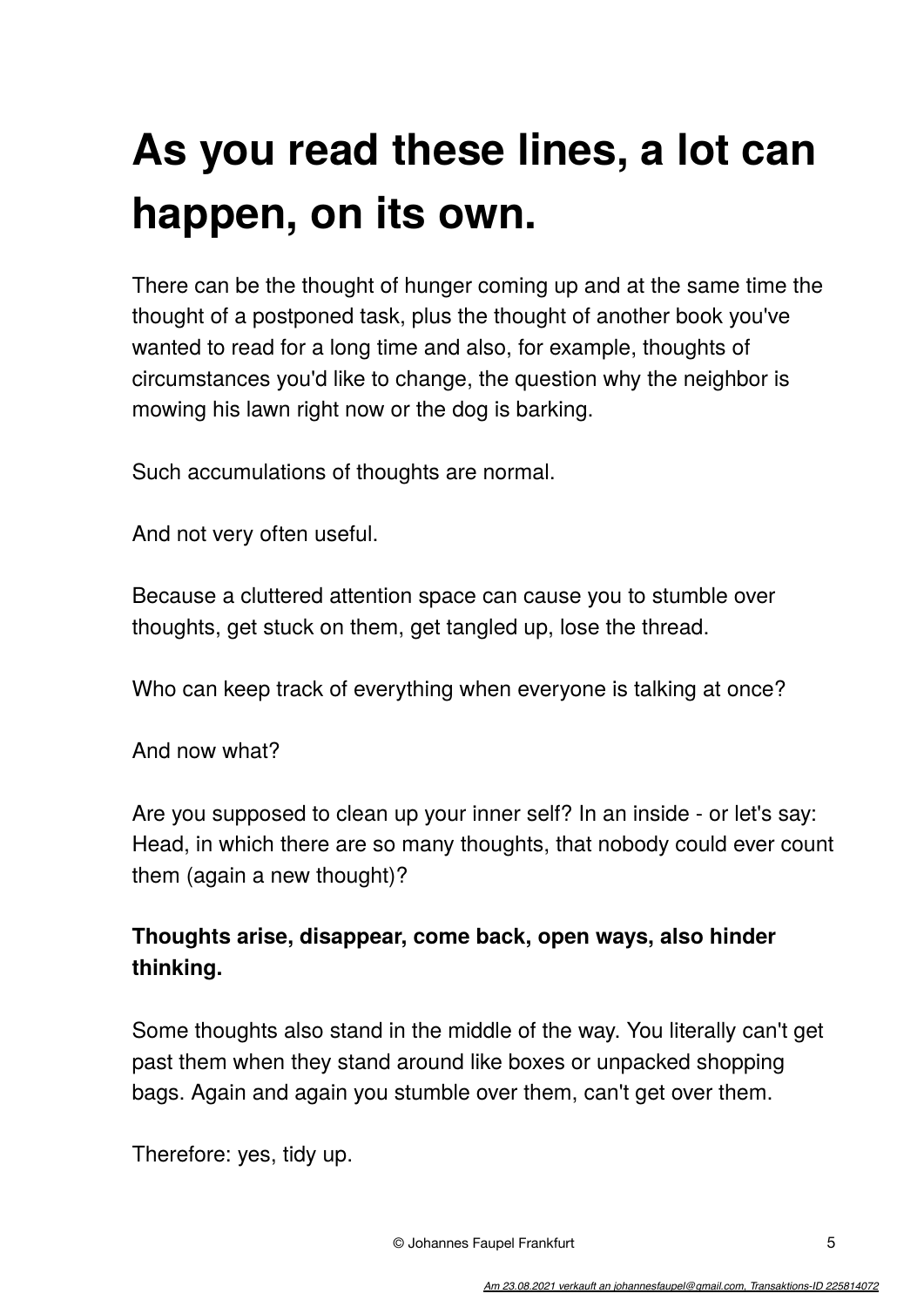# As you read these lines, a lot can happen, on its own.

There can be the thought of hunger coming up and at the same time the thought of a postponed task, plus the thought of another book you've wanted to read for a long time and also, for example, thoughts of circumstances you'd like to change, the question why the neighbor is mowing his lawn right now or the dog is barking.

Such accumulations of thoughts are normal.

And not very often useful.

Because a cluttered attention space can cause you to stumble over thoughts, get stuck on them, get tangled up, lose the thread.

Who can keep track of everything when everyone is talking at once?

And now what?

Are you supposed to clean up your inner self? In an inside - or let's say: Head, in which there are so many thoughts, that nobody could ever count them (again a new thought)?

**Thoughts arise, disappear, come back, open ways, also hinder thinking.**

Some thoughts also stand in the middle of the way. You literally can't get past them when they stand around like boxes or unpacked shopping bags. Again and again you stumble over them, can't get over them.

Therefore: yes, tidy up.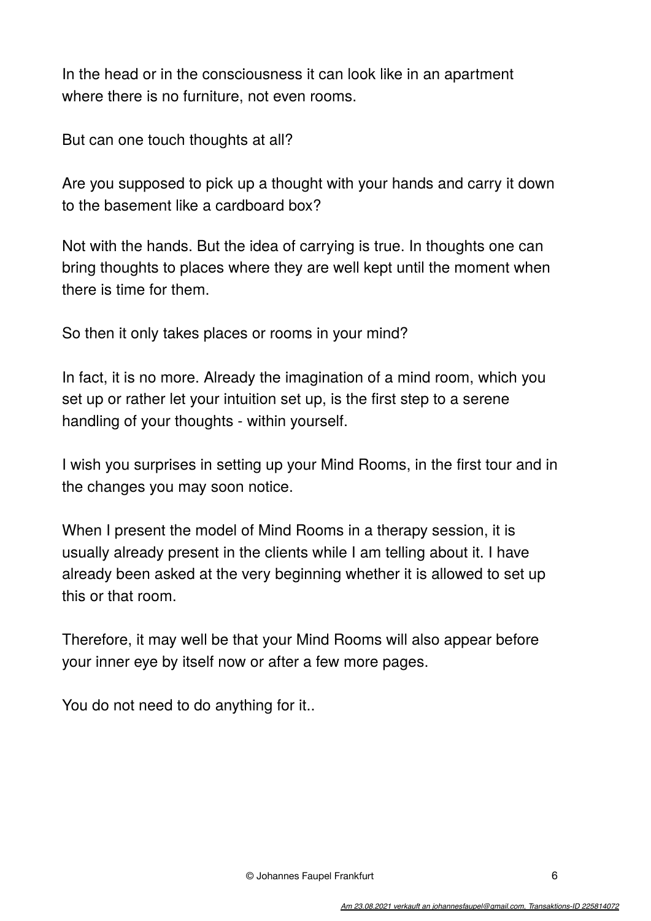In the head or in the consciousness it can look like in an apartment where there is no furniture, not even rooms.

But can one touch thoughts at all?

Are you supposed to pick up a thought with your hands and carry it down to the basement like a cardboard box?

Not with the hands. But the idea of carrying is true. In thoughts one can bring thoughts to places where they are well kept until the moment when there is time for them.

So then it only takes places or rooms in your mind?

In fact, it is no more. Already the imagination of a mind room, which you set up or rather let your intuition set up, is the first step to a serene handling of your thoughts - within yourself.

I wish you surprises in setting up your Mind Rooms, in the first tour and in the changes you may soon notice.

When I present the model of Mind Rooms in a therapy session, it is usually already present in the clients while I am telling about it. I have already been asked at the very beginning whether it is allowed to set up this or that room.

Therefore, it may well be that your Mind Rooms will also appear before your inner eye by itself now or after a few more pages.

You do not need to do anything for it..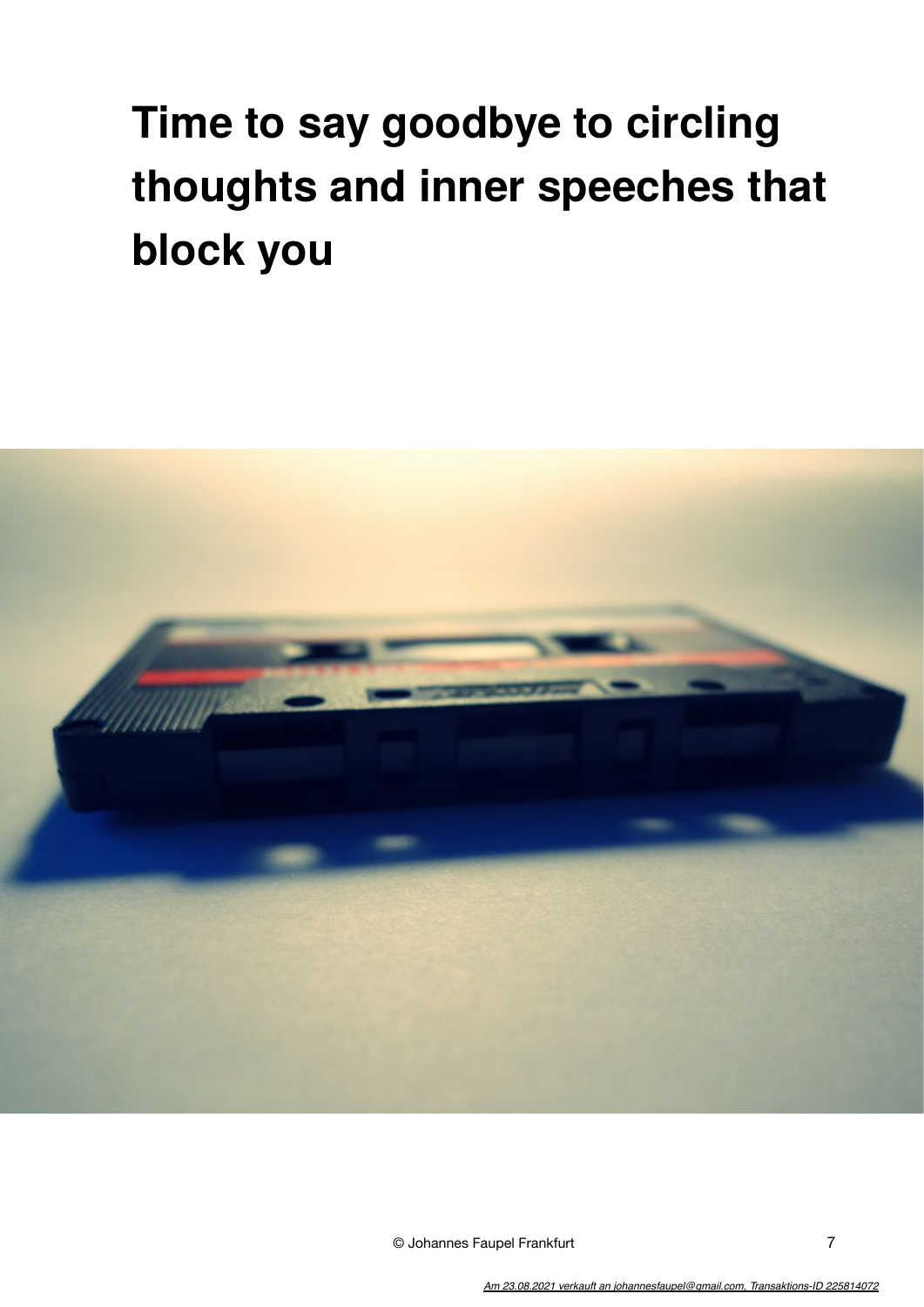# Time to say goodbye to circling thoughts and inner speeches that block you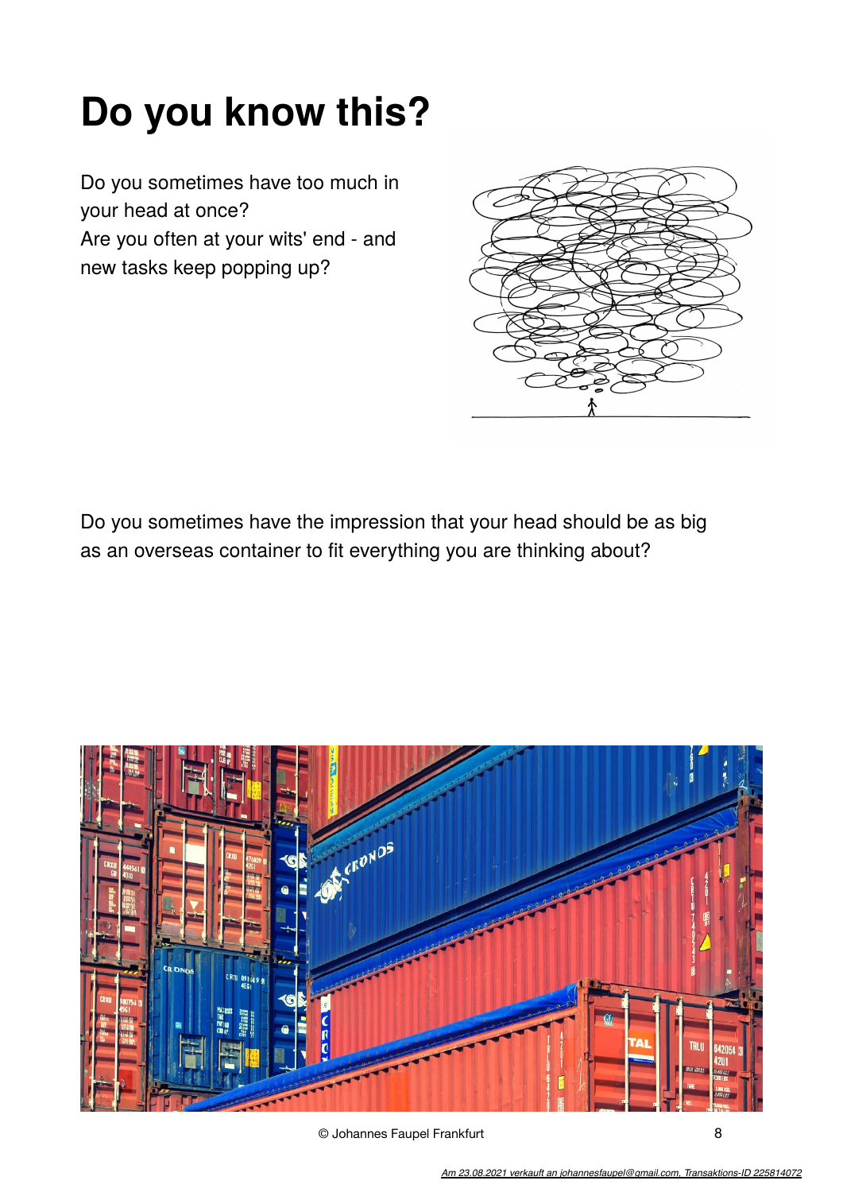# Do you know this?

Do you sometimes have too much in your head at once?
Are you often at your wits' end - and new tasks keep popping up?

Do you sometimes have the impression that your head should be as big as an overseas container to fit everything you are thinking about?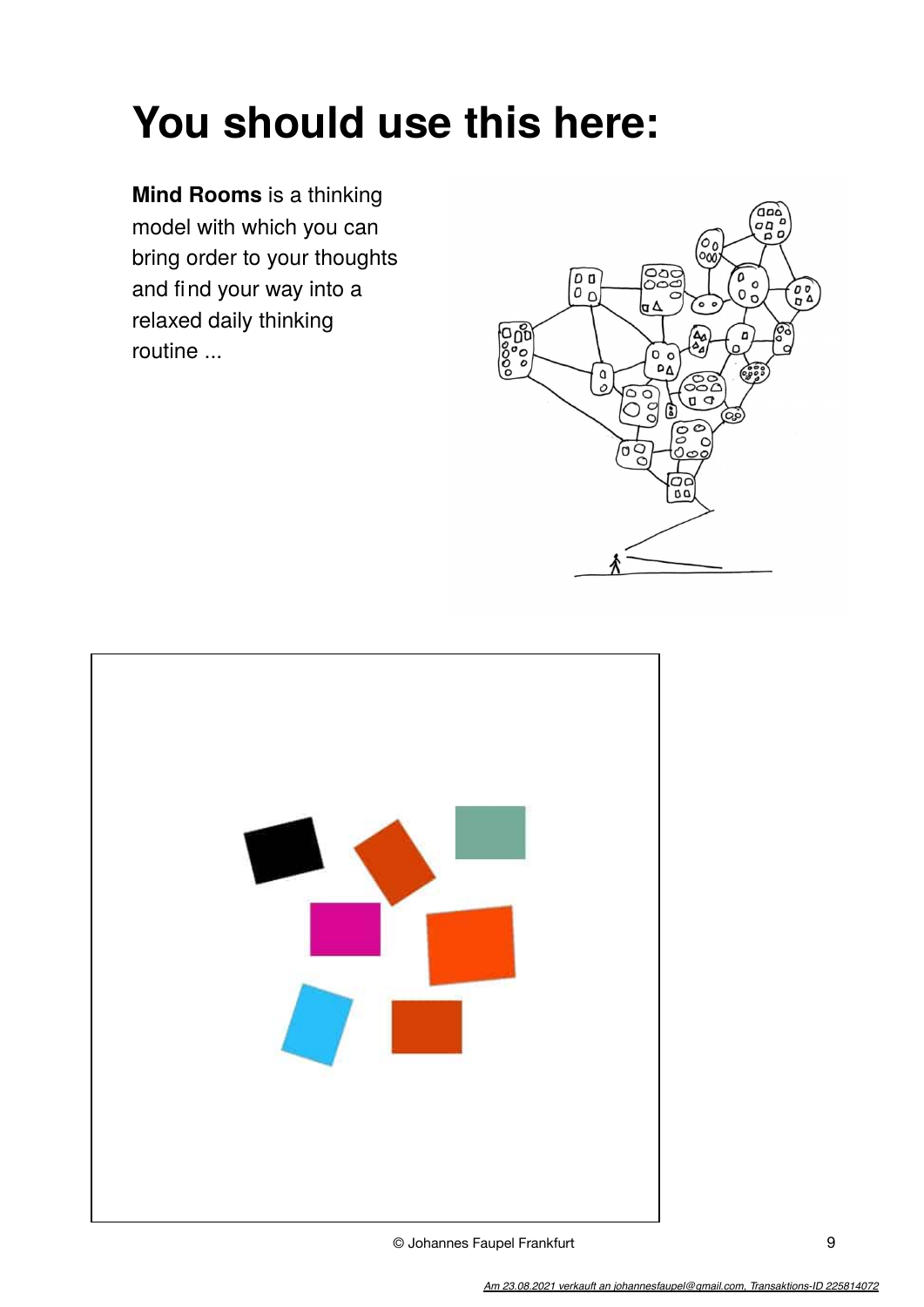# You should use this here:

**Mind Rooms** is a thinking model with which you can bring order to your thoughts and find your way into a relaxed daily thinking routine ...

*Am 23.08.2021 verkauft an johannesfaupel@gmail.com, Transaktions-ID 225814072*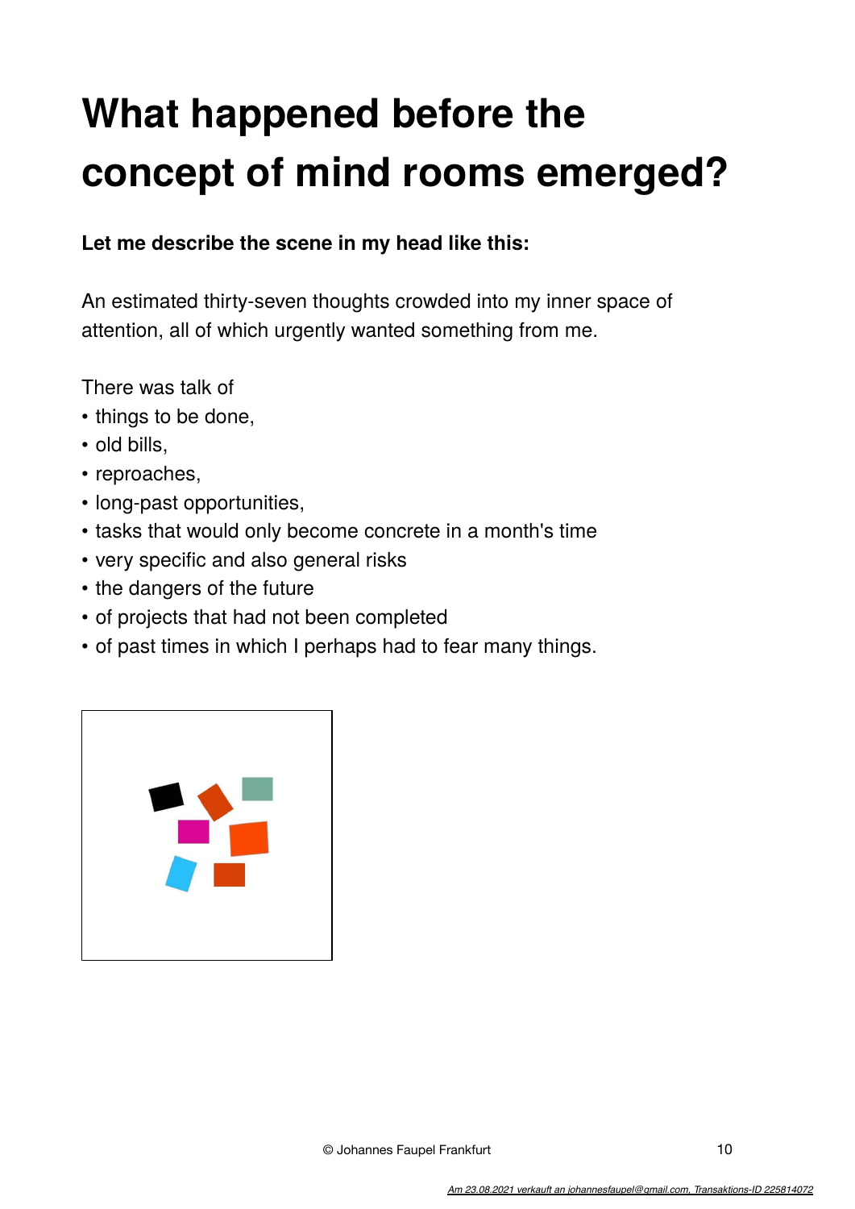# What happened before the concept of mind rooms emerged?

**Let me describe the scene in my head like this:**

An estimated thirty-seven thoughts crowded into my inner space of attention, all of which urgently wanted something from me.

There was talk of
- things to be done,
- old bills,
- reproaches,
- long-past opportunities,
- tasks that would only become concrete in a month's time
- very specific and also general risks
- the dangers of the future
- of projects that had not been completed
- of past times in which I perhaps had to fear many things.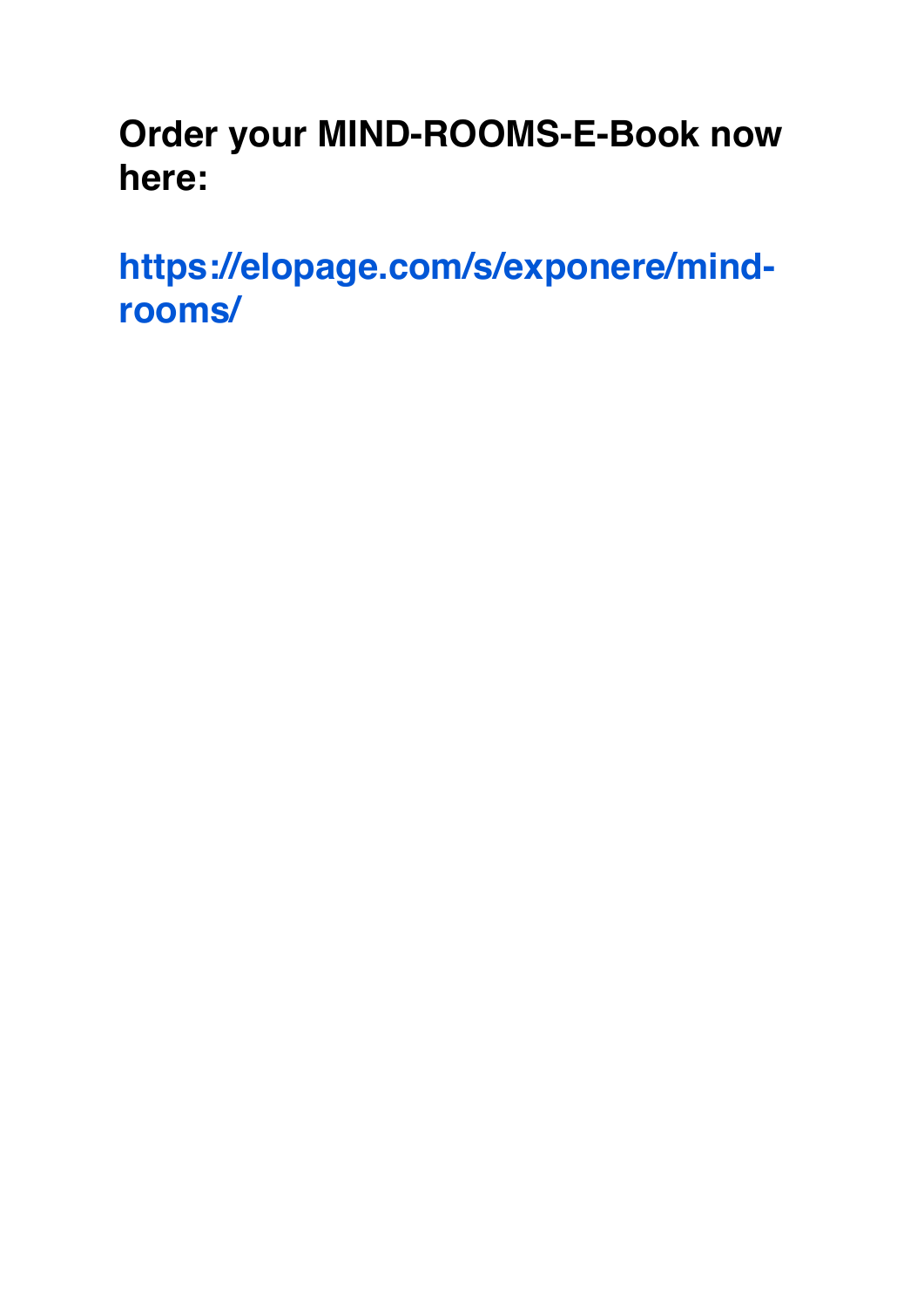**Order your MIND-ROOMS-E-Book now here:**

https://elopage.com/s/exponere/mind-rooms/